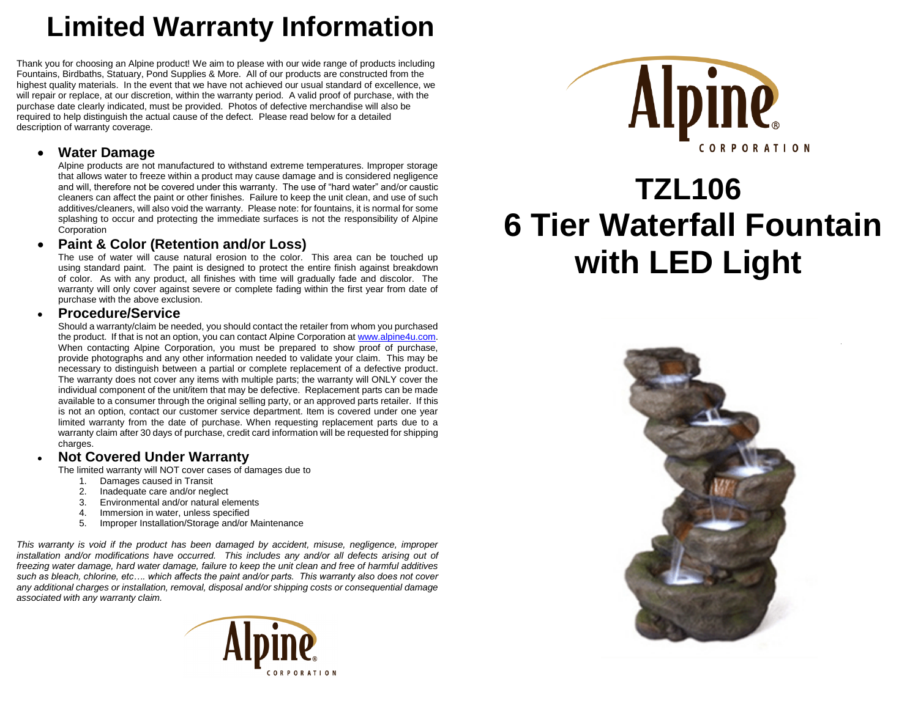# Limited Warranty Information

Thank you for choosing an Alpine product! We aim to please with our wide range of products including Fountains, Birdbaths, Statuary, Pond Supplies & More. All of our products are constructed from the highest quality materials. In the event that we have not achieved our usual standard of excellence, we will repair or replace, at our discretion, within the warranty period. A valid proof of purchase, with the purchase date clearly indicated, must be provided. Photos of defective merchandise will also be required to help distinguish the actual cause of the defect. Please read below for a detailed description of warranty coverage.

- **Water Damage**

  Alpine products are not manufactured to withstand extreme temperatures. Improper storage that allows water to freeze within a product may cause damage and is considered negligence and will, therefore not be covered under this warranty. The use of "hard water" and/or caustic cleaners can affect the paint or other finishes. Failure to keep the unit clean, and use of such additives/cleaners, will also void the warranty. Please note: for fountains, it is normal for some splashing to occur and protecting the immediate surfaces is not the responsibility of Alpine Corporation

- **Paint & Color (Retention and/or Loss)**

  The use of water will cause natural erosion to the color. This area can be touched up using standard paint. The paint is designed to protect the entire finish against breakdown of color. As with any product, all finishes with time will gradually fade and discolor. The warranty will only cover against severe or complete fading within the first year from date of purchase with the above exclusion.

- **Procedure/Service**

  Should a warranty/claim be needed, you should contact the retailer from whom you purchased the product. If that is not an option, you can contact Alpine Corporation at www.alpine4u.com. When contacting Alpine Corporation, you must be prepared to show proof of purchase, provide photographs and any other information needed to validate your claim. This may be necessary to distinguish between a partial or complete replacement of a defective product. The warranty does not cover any items with multiple parts; the warranty will ONLY cover the individual component of the unit/item that may be defective. Replacement parts can be made available to a consumer through the original selling party, or an approved parts retailer. If this is not an option, contact our customer service department. Item is covered under one year limited warranty from the date of purchase. When requesting replacement parts due to a warranty claim after 30 days of purchase, credit card information will be requested for shipping charges.

- **Not Covered Under Warranty**

  The limited warranty will NOT cover cases of damages due to

  1. Damages caused in Transit
  2. Inadequate care and/or neglect
  3. Environmental and/or natural elements
  4. Immersion in water, unless specified
  5. Improper Installation/Storage and/or Maintenance

*This warranty is void if the product has been damaged by accident, misuse, negligence, improper installation and/or modifications have occurred. This includes any and/or all defects arising out of freezing water damage, hard water damage, failure to keep the unit clean and free of harmful additives such as bleach, chlorine, etc…. which affects the paint and/or parts. This warranty also does not cover any additional charges or installation, removal, disposal and/or shipping costs or consequential damage associated with any warranty claim.*

Alpine® CORPORATION

# TZL106
# 6 Tier Waterfall Fountain with LED Light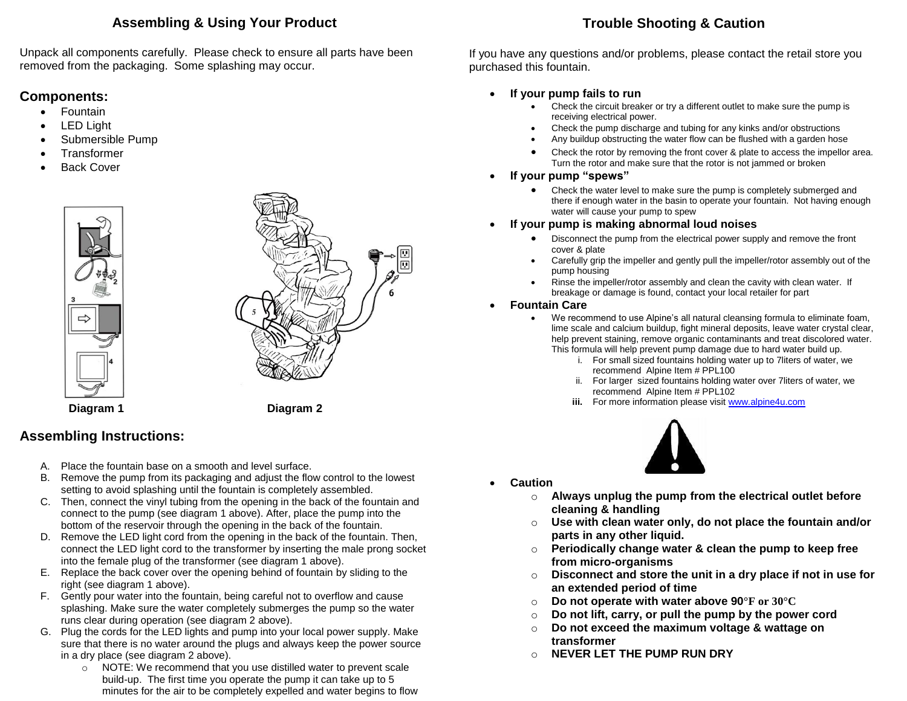## Assembling & Using Your Product

Unpack all components carefully. Please check to ensure all parts have been removed from the packaging. Some splashing may occur.

### Components:

- Fountain
- LED Light
- Submersible Pump
- Transformer
- Back Cover

Diagram 1

Diagram 2

### Assembling Instructions:

A. Place the fountain base on a smooth and level surface.
B. Remove the pump from its packaging and adjust the flow control to the lowest setting to avoid splashing until the fountain is completely assembled.
C. Then, connect the vinyl tubing from the opening in the back of the fountain and connect to the pump (see diagram 1 above). After, place the pump into the bottom of the reservoir through the opening in the back of the fountain.
D. Remove the LED light cord from the opening in the back of the fountain. Then, connect the LED light cord to the transformer by inserting the male prong socket into the female plug of the transformer (see diagram 1 above).
E. Replace the back cover over the opening behind of fountain by sliding to the right (see diagram 1 above).
F. Gently pour water into the fountain, being careful not to overflow and cause splashing. Make sure the water completely submerges the pump so the water runs clear during operation (see diagram 2 above).
G. Plug the cords for the LED lights and pump into your local power supply. Make sure that there is no water around the plugs and always keep the power source in a dry place (see diagram 2 above).
   - NOTE: We recommend that you use distilled water to prevent scale build-up. The first time you operate the pump it can take up to 5 minutes for the air to be completely expelled and water begins to flow

## Trouble Shooting & Caution

If you have any questions and/or problems, please contact the retail store you purchased this fountain.

- **If your pump fails to run**
  - Check the circuit breaker or try a different outlet to make sure the pump is receiving electrical power.
  - Check the pump discharge and tubing for any kinks and/or obstructions
  - Any buildup obstructing the water flow can be flushed with a garden hose
  - Check the rotor by removing the front cover & plate to access the impellor area. Turn the rotor and make sure that the rotor is not jammed or broken
- **If your pump "spews"**
  - Check the water level to make sure the pump is completely submerged and there if enough water in the basin to operate your fountain. Not having enough water will cause your pump to spew
- **If your pump is making abnormal loud noises**
  - Disconnect the pump from the electrical power supply and remove the front cover & plate
  - Carefully grip the impeller and gently pull the impeller/rotor assembly out of the pump housing
  - Rinse the impeller/rotor assembly and clean the cavity with clean water. If breakage or damage is found, contact your local retailer for part
- **Fountain Care**
  - We recommend to use Alpine's all natural cleansing formula to eliminate foam, lime scale and calcium buildup, fight mineral deposits, leave water crystal clear, help prevent staining, remove organic contaminants and treat discolored water. This formula will help prevent pump damage due to hard water build up.
    i. For small sized fountains holding water up to 7liters of water, we recommend Alpine Item # PPL100
    ii. For larger sized fountains holding water over 7liters of water, we recommend Alpine Item # PPL102
    **iii.** For more information please visit www.alpine4u.com

- **Caution**
  - **Always unplug the pump from the electrical outlet before cleaning & handling**
  - **Use with clean water only, do not place the fountain and/or parts in any other liquid.**
  - **Periodically change water & clean the pump to keep free from micro-organisms**
  - **Disconnect and store the unit in a dry place if not in use for an extended period of time**
  - **Do not operate with water above 90°F or 30°C**
  - **Do not lift, carry, or pull the pump by the power cord**
  - **Do not exceed the maximum voltage & wattage on transformer**
  - **NEVER LET THE PUMP RUN DRY**